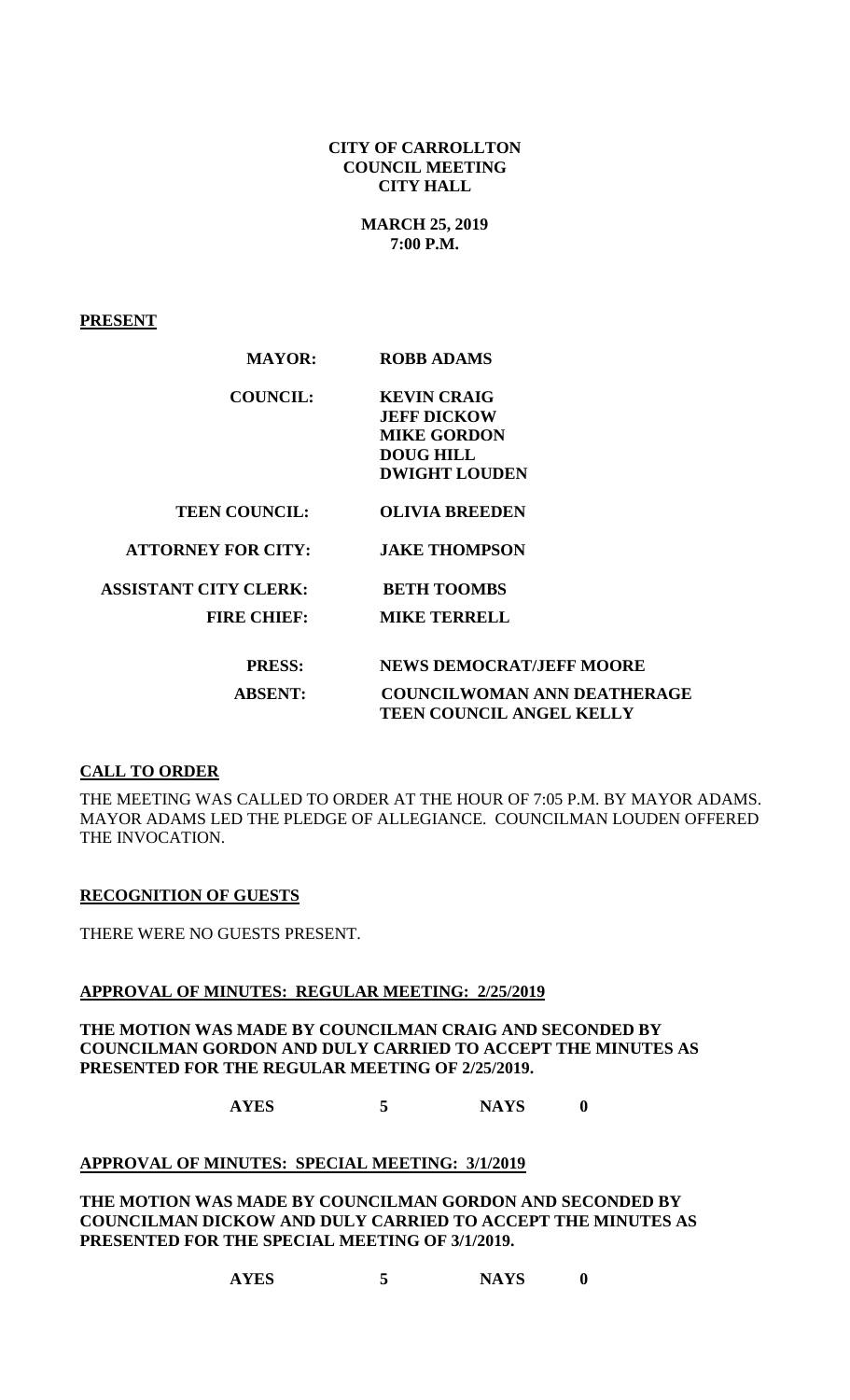**CITY OF CARROLLTON**
**COUNCIL MEETING**
**CITY HALL**

**MARCH 25, 2019**
**7:00 P.M.**

## PRESENT

| | |
|---|---|
| **MAYOR:** | **ROBB ADAMS** |
| **COUNCIL:** | **KEVIN CRAIG**<br>**JEFF DICKOW**<br>**MIKE GORDON**<br>**DOUG HILL**<br>**DWIGHT LOUDEN** |
| **TEEN COUNCIL:** | **OLIVIA BREEDEN** |
| **ATTORNEY FOR CITY:** | **JAKE THOMPSON** |
| **ASSISTANT CITY CLERK:** | **BETH TOOMBS** |
| **FIRE CHIEF:** | **MIKE TERRELL** |
| **PRESS:** | **NEWS DEMOCRAT/JEFF MOORE** |
| **ABSENT:** | **COUNCILWOMAN ANN DEATHERAGE**<br>**TEEN COUNCIL ANGEL KELLY** |

## CALL TO ORDER

THE MEETING WAS CALLED TO ORDER AT THE HOUR OF 7:05 P.M. BY MAYOR ADAMS. MAYOR ADAMS LED THE PLEDGE OF ALLEGIANCE. COUNCILMAN LOUDEN OFFERED THE INVOCATION.

## RECOGNITION OF GUESTS

THERE WERE NO GUESTS PRESENT.

## APPROVAL OF MINUTES: REGULAR MEETING: 2/25/2019

**THE MOTION WAS MADE BY COUNCILMAN CRAIG AND SECONDED BY COUNCILMAN GORDON AND DULY CARRIED TO ACCEPT THE MINUTES AS PRESENTED FOR THE REGULAR MEETING OF 2/25/2019.**

**AYES 5 NAYS 0**

## APPROVAL OF MINUTES: SPECIAL MEETING: 3/1/2019

**THE MOTION WAS MADE BY COUNCILMAN GORDON AND SECONDED BY COUNCILMAN DICKOW AND DULY CARRIED TO ACCEPT THE MINUTES AS PRESENTED FOR THE SPECIAL MEETING OF 3/1/2019.**

**AYES 5 NAYS 0**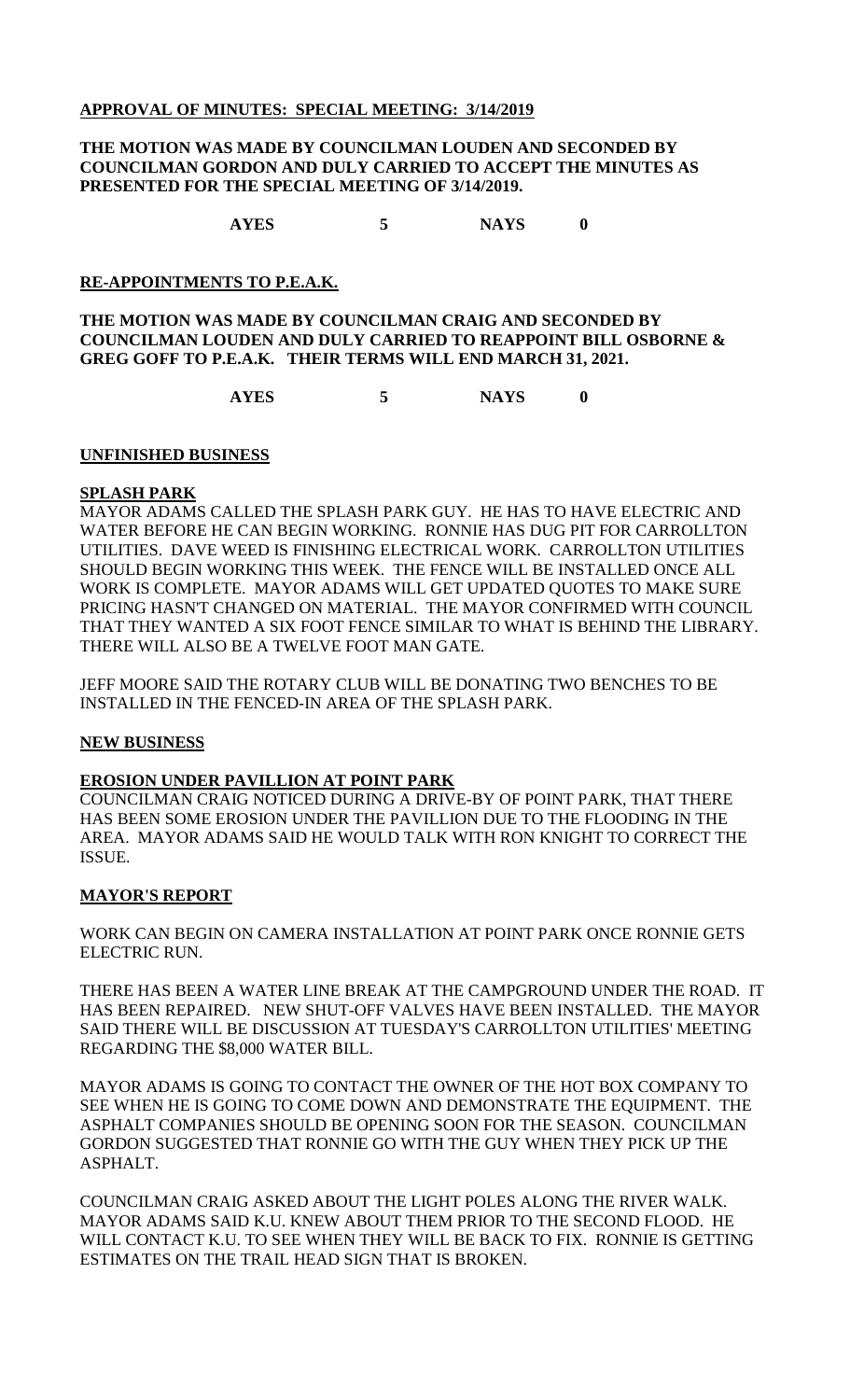**APPROVAL OF MINUTES: SPECIAL MEETING: 3/14/2019**

**THE MOTION WAS MADE BY COUNCILMAN LOUDEN AND SECONDED BY COUNCILMAN GORDON AND DULY CARRIED TO ACCEPT THE MINUTES AS PRESENTED FOR THE SPECIAL MEETING OF 3/14/2019.**

**AYES 5 NAYS 0**

**RE-APPOINTMENTS TO P.E.A.K.**

**THE MOTION WAS MADE BY COUNCILMAN CRAIG AND SECONDED BY COUNCILMAN LOUDEN AND DULY CARRIED TO REAPPOINT BILL OSBORNE & GREG GOFF TO P.E.A.K. THEIR TERMS WILL END MARCH 31, 2021.**

**AYES 5 NAYS 0**

**UNFINISHED BUSINESS**

**SPLASH PARK**

MAYOR ADAMS CALLED THE SPLASH PARK GUY. HE HAS TO HAVE ELECTRIC AND WATER BEFORE HE CAN BEGIN WORKING. RONNIE HAS DUG PIT FOR CARROLLTON UTILITIES. DAVE WEED IS FINISHING ELECTRICAL WORK. CARROLLTON UTILITIES SHOULD BEGIN WORKING THIS WEEK. THE FENCE WILL BE INSTALLED ONCE ALL WORK IS COMPLETE. MAYOR ADAMS WILL GET UPDATED QUOTES TO MAKE SURE PRICING HASN'T CHANGED ON MATERIAL. THE MAYOR CONFIRMED WITH COUNCIL THAT THEY WANTED A SIX FOOT FENCE SIMILAR TO WHAT IS BEHIND THE LIBRARY. THERE WILL ALSO BE A TWELVE FOOT MAN GATE.

JEFF MOORE SAID THE ROTARY CLUB WILL BE DONATING TWO BENCHES TO BE INSTALLED IN THE FENCED-IN AREA OF THE SPLASH PARK.

**NEW BUSINESS**

**EROSION UNDER PAVILLION AT POINT PARK**

COUNCILMAN CRAIG NOTICED DURING A DRIVE-BY OF POINT PARK, THAT THERE HAS BEEN SOME EROSION UNDER THE PAVILLION DUE TO THE FLOODING IN THE AREA. MAYOR ADAMS SAID HE WOULD TALK WITH RON KNIGHT TO CORRECT THE ISSUE.

**MAYOR'S REPORT**

WORK CAN BEGIN ON CAMERA INSTALLATION AT POINT PARK ONCE RONNIE GETS ELECTRIC RUN.

THERE HAS BEEN A WATER LINE BREAK AT THE CAMPGROUND UNDER THE ROAD. IT HAS BEEN REPAIRED. NEW SHUT-OFF VALVES HAVE BEEN INSTALLED. THE MAYOR SAID THERE WILL BE DISCUSSION AT TUESDAY'S CARROLLTON UTILITIES' MEETING REGARDING THE $8,000 WATER BILL.

MAYOR ADAMS IS GOING TO CONTACT THE OWNER OF THE HOT BOX COMPANY TO SEE WHEN HE IS GOING TO COME DOWN AND DEMONSTRATE THE EQUIPMENT. THE ASPHALT COMPANIES SHOULD BE OPENING SOON FOR THE SEASON. COUNCILMAN GORDON SUGGESTED THAT RONNIE GO WITH THE GUY WHEN THEY PICK UP THE ASPHALT.

COUNCILMAN CRAIG ASKED ABOUT THE LIGHT POLES ALONG THE RIVER WALK. MAYOR ADAMS SAID K.U. KNEW ABOUT THEM PRIOR TO THE SECOND FLOOD. HE WILL CONTACT K.U. TO SEE WHEN THEY WILL BE BACK TO FIX. RONNIE IS GETTING ESTIMATES ON THE TRAIL HEAD SIGN THAT IS BROKEN.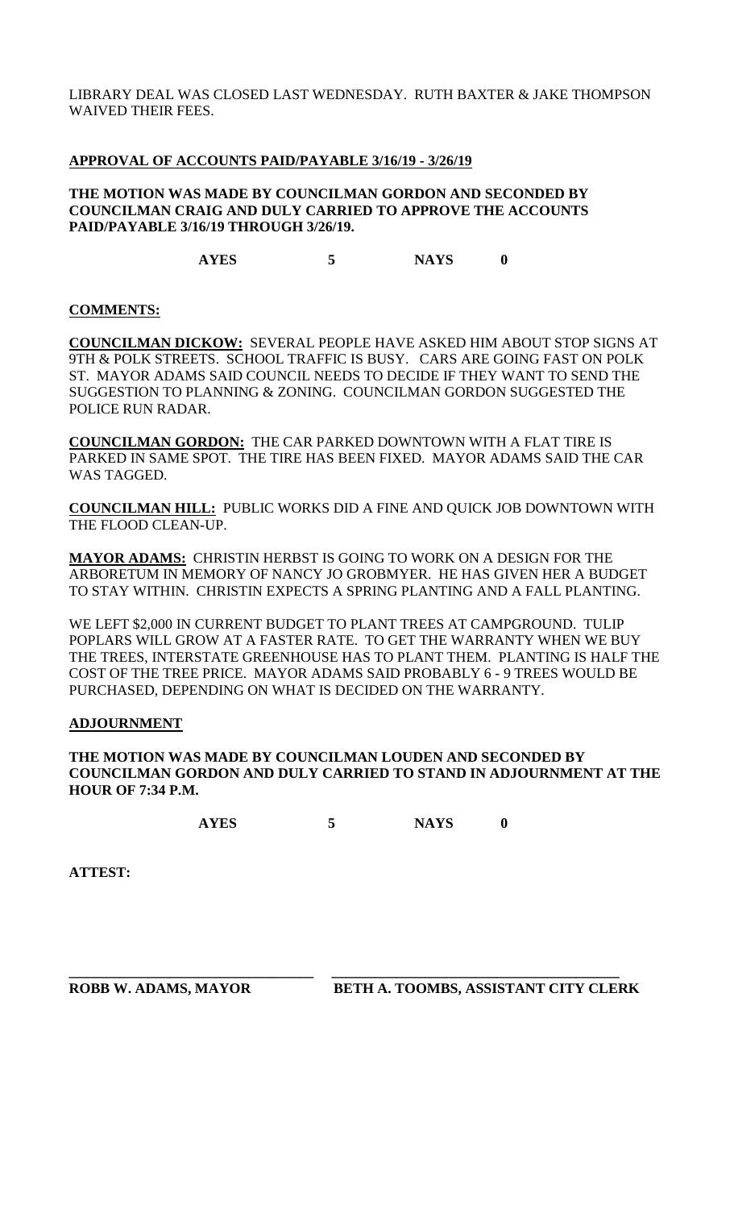LIBRARY DEAL WAS CLOSED LAST WEDNESDAY. RUTH BAXTER & JAKE THOMPSON WAIVED THEIR FEES.

**APPROVAL OF ACCOUNTS PAID/PAYABLE 3/16/19 - 3/26/19**

**THE MOTION WAS MADE BY COUNCILMAN GORDON AND SECONDED BY COUNCILMAN CRAIG AND DULY CARRIED TO APPROVE THE ACCOUNTS PAID/PAYABLE 3/16/19 THROUGH 3/26/19.**

**AYES 5 NAYS 0**

**COMMENTS:**

**COUNCILMAN DICKOW:** SEVERAL PEOPLE HAVE ASKED HIM ABOUT STOP SIGNS AT 9TH & POLK STREETS. SCHOOL TRAFFIC IS BUSY. CARS ARE GOING FAST ON POLK ST. MAYOR ADAMS SAID COUNCIL NEEDS TO DECIDE IF THEY WANT TO SEND THE SUGGESTION TO PLANNING & ZONING. COUNCILMAN GORDON SUGGESTED THE POLICE RUN RADAR.

**COUNCILMAN GORDON:** THE CAR PARKED DOWNTOWN WITH A FLAT TIRE IS PARKED IN SAME SPOT. THE TIRE HAS BEEN FIXED. MAYOR ADAMS SAID THE CAR WAS TAGGED.

**COUNCILMAN HILL:** PUBLIC WORKS DID A FINE AND QUICK JOB DOWNTOWN WITH THE FLOOD CLEAN-UP.

**MAYOR ADAMS:** CHRISTIN HERBST IS GOING TO WORK ON A DESIGN FOR THE ARBORETUM IN MEMORY OF NANCY JO GROBMYER. HE HAS GIVEN HER A BUDGET TO STAY WITHIN. CHRISTIN EXPECTS A SPRING PLANTING AND A FALL PLANTING.

WE LEFT $2,000 IN CURRENT BUDGET TO PLANT TREES AT CAMPGROUND. TULIP POPLARS WILL GROW AT A FASTER RATE. TO GET THE WARRANTY WHEN WE BUY THE TREES, INTERSTATE GREENHOUSE HAS TO PLANT THEM. PLANTING IS HALF THE COST OF THE TREE PRICE. MAYOR ADAMS SAID PROBABLY 6 - 9 TREES WOULD BE PURCHASED, DEPENDING ON WHAT IS DECIDED ON THE WARRANTY.

**ADJOURNMENT**

**THE MOTION WAS MADE BY COUNCILMAN LOUDEN AND SECONDED BY COUNCILMAN GORDON AND DULY CARRIED TO STAND IN ADJOURNMENT AT THE HOUR OF 7:34 P.M.**

**AYES 5 NAYS 0**

**ATTEST:**

**ROBB W. ADAMS, MAYOR** **BETH A. TOOMBS, ASSISTANT CITY CLERK**